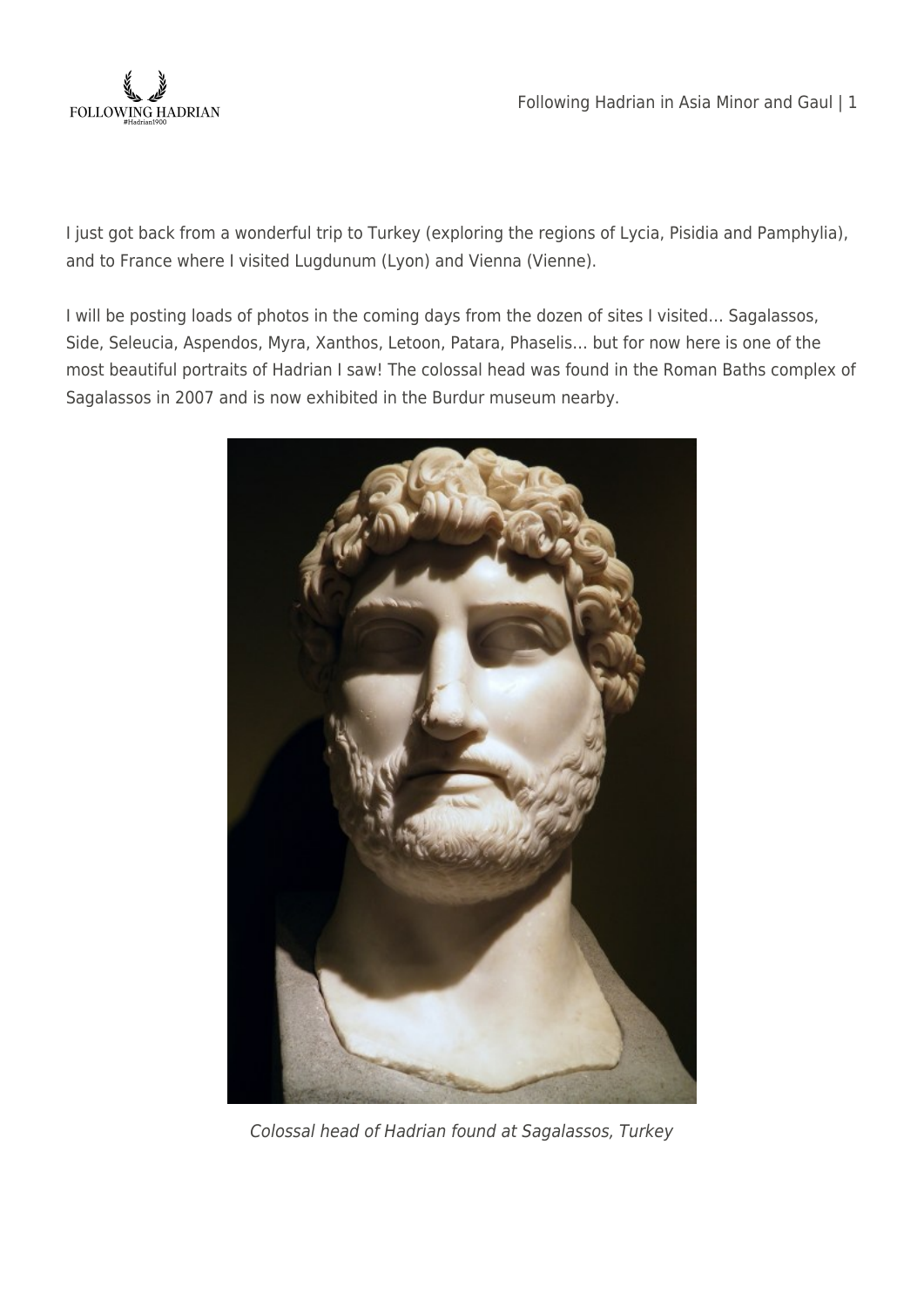I just got back from a wonderful trip to Turkey (exploring the regions of Lycia, Pisidia and Pamphylia), and to France where I visited Lugdunum (Lyon) and Vienna (Vienne).

I will be posting loads of photos in the coming days from the dozen of sites I visited… Sagalassos, Side, Seleucia, Aspendos, Myra, Xanthos, Letoon, Patara, Phaselis… but for now here is one of the most beautiful portraits of Hadrian I saw! The colossal head was found in the Roman Baths complex of Sagalassos in 2007 and is now exhibited in the Burdur museum nearby.

*Colossal head of Hadrian found at Sagalassos, Turkey*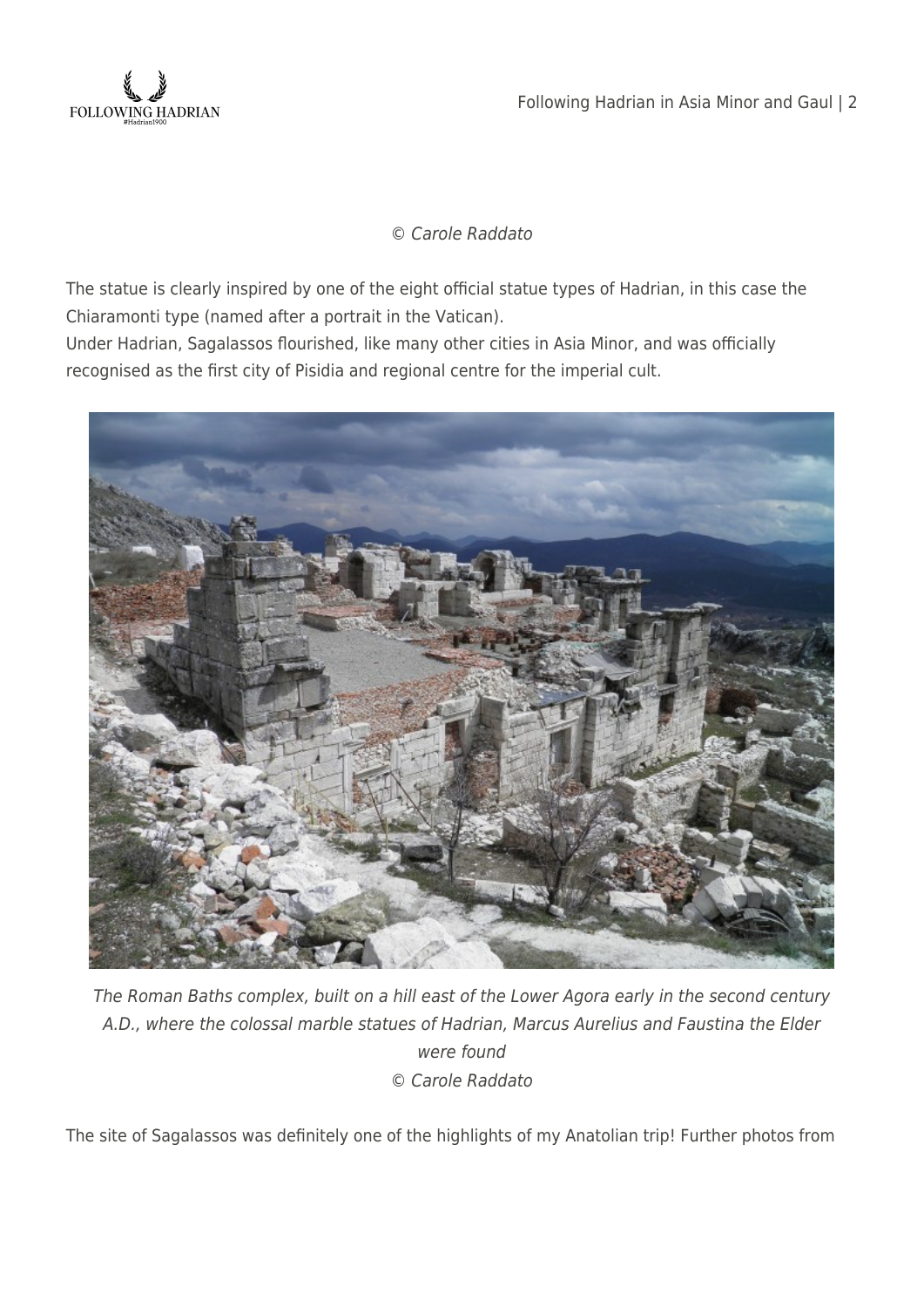*© Carole Raddato*

The statue is clearly inspired by one of the eight official statue types of Hadrian, in this case the Chiaramonti type (named after a portrait in the Vatican).
Under Hadrian, Sagalassos flourished, like many other cities in Asia Minor, and was officially recognised as the first city of Pisidia and regional centre for the imperial cult.

*The Roman Baths complex, built on a hill east of the Lower Agora early in the second century A.D., where the colossal marble statues of Hadrian, Marcus Aurelius and Faustina the Elder were found*
*© Carole Raddato*

The site of Sagalassos was definitely one of the highlights of my Anatolian trip! Further photos from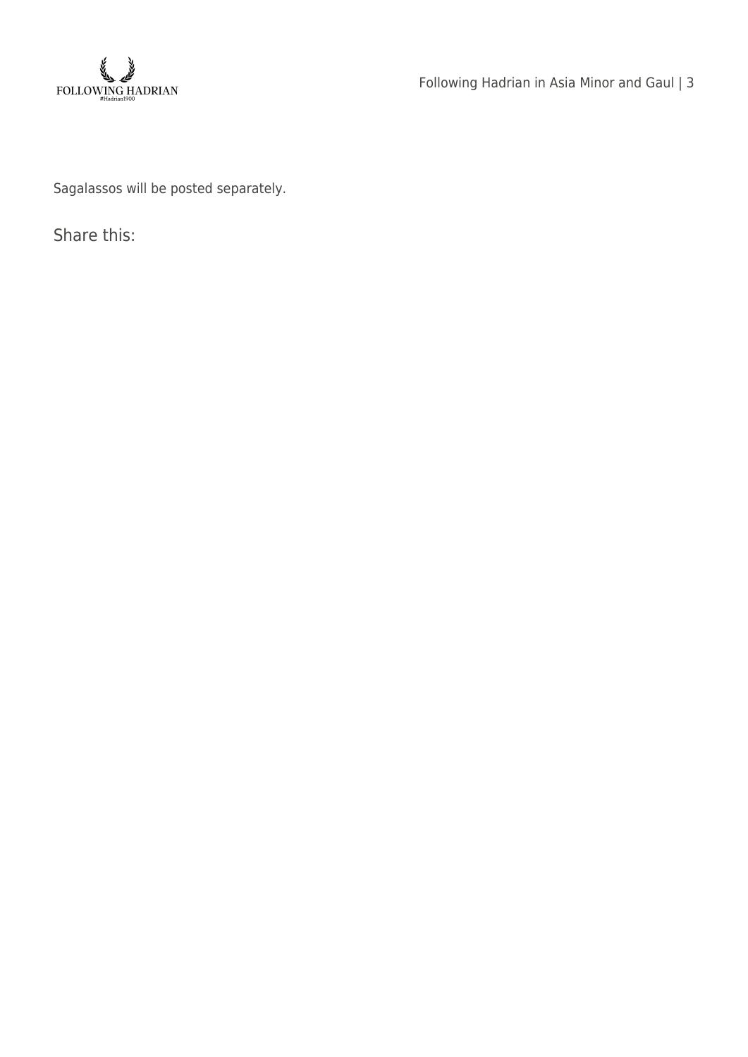Sagalassos will be posted separately.

Share this: